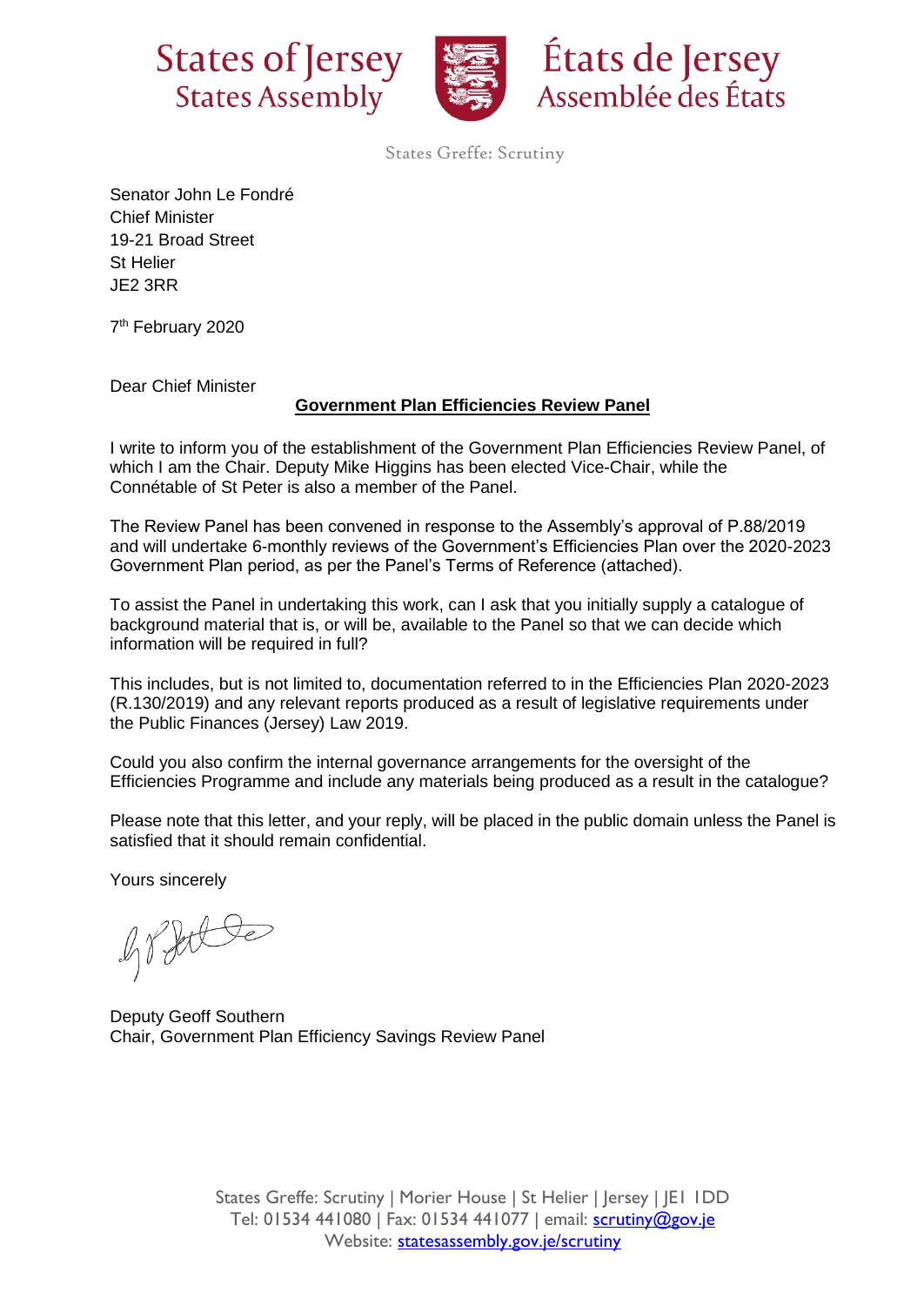States of Jersey
States Assembly

États de Jersey
Assemblée des États

States Greffe: Scrutiny

Senator John Le Fondré
Chief Minister
19-21 Broad Street
St Helier
JE2 3RR

7th February 2020

Dear Chief Minister

**Government Plan Efficiencies Review Panel**

I write to inform you of the establishment of the Government Plan Efficiencies Review Panel, of which I am the Chair. Deputy Mike Higgins has been elected Vice-Chair, while the Connétable of St Peter is also a member of the Panel.

The Review Panel has been convened in response to the Assembly's approval of P.88/2019 and will undertake 6-monthly reviews of the Government's Efficiencies Plan over the 2020-2023 Government Plan period, as per the Panel's Terms of Reference (attached).

To assist the Panel in undertaking this work, can I ask that you initially supply a catalogue of background material that is, or will be, available to the Panel so that we can decide which information will be required in full?

This includes, but is not limited to, documentation referred to in the Efficiencies Plan 2020-2023 (R.130/2019) and any relevant reports produced as a result of legislative requirements under the Public Finances (Jersey) Law 2019.

Could you also confirm the internal governance arrangements for the oversight of the Efficiencies Programme and include any materials being produced as a result in the catalogue?

Please note that this letter, and your reply, will be placed in the public domain unless the Panel is satisfied that it should remain confidential.

Yours sincerely

Deputy Geoff Southern
Chair, Government Plan Efficiency Savings Review Panel

States Greffe: Scrutiny | Morier House | St Helier | Jersey | JE1 1DD
Tel: 01534 441080 | Fax: 01534 441077 | email: scrutiny@gov.je
Website: statesassembly.gov.je/scrutiny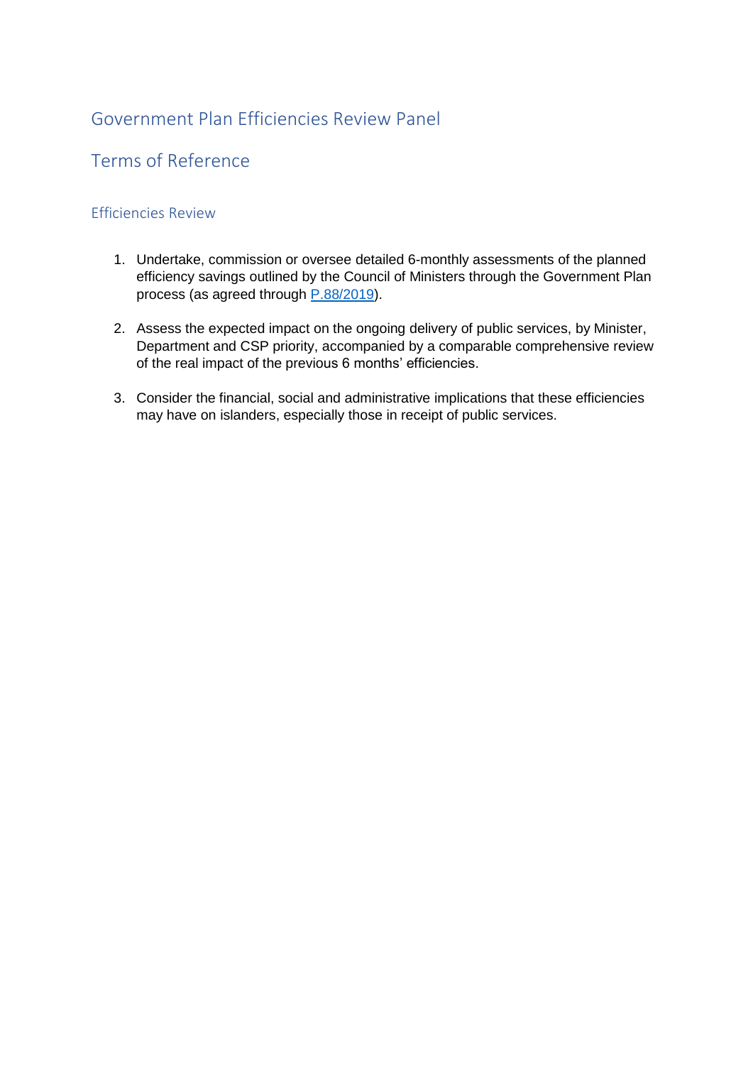# Government Plan Efficiencies Review Panel

## Terms of Reference

### Efficiencies Review

1. Undertake, commission or oversee detailed 6-monthly assessments of the planned efficiency savings outlined by the Council of Ministers through the Government Plan process (as agreed through P.88/2019).

2. Assess the expected impact on the ongoing delivery of public services, by Minister, Department and CSP priority, accompanied by a comparable comprehensive review of the real impact of the previous 6 months' efficiencies.

3. Consider the financial, social and administrative implications that these efficiencies may have on islanders, especially those in receipt of public services.